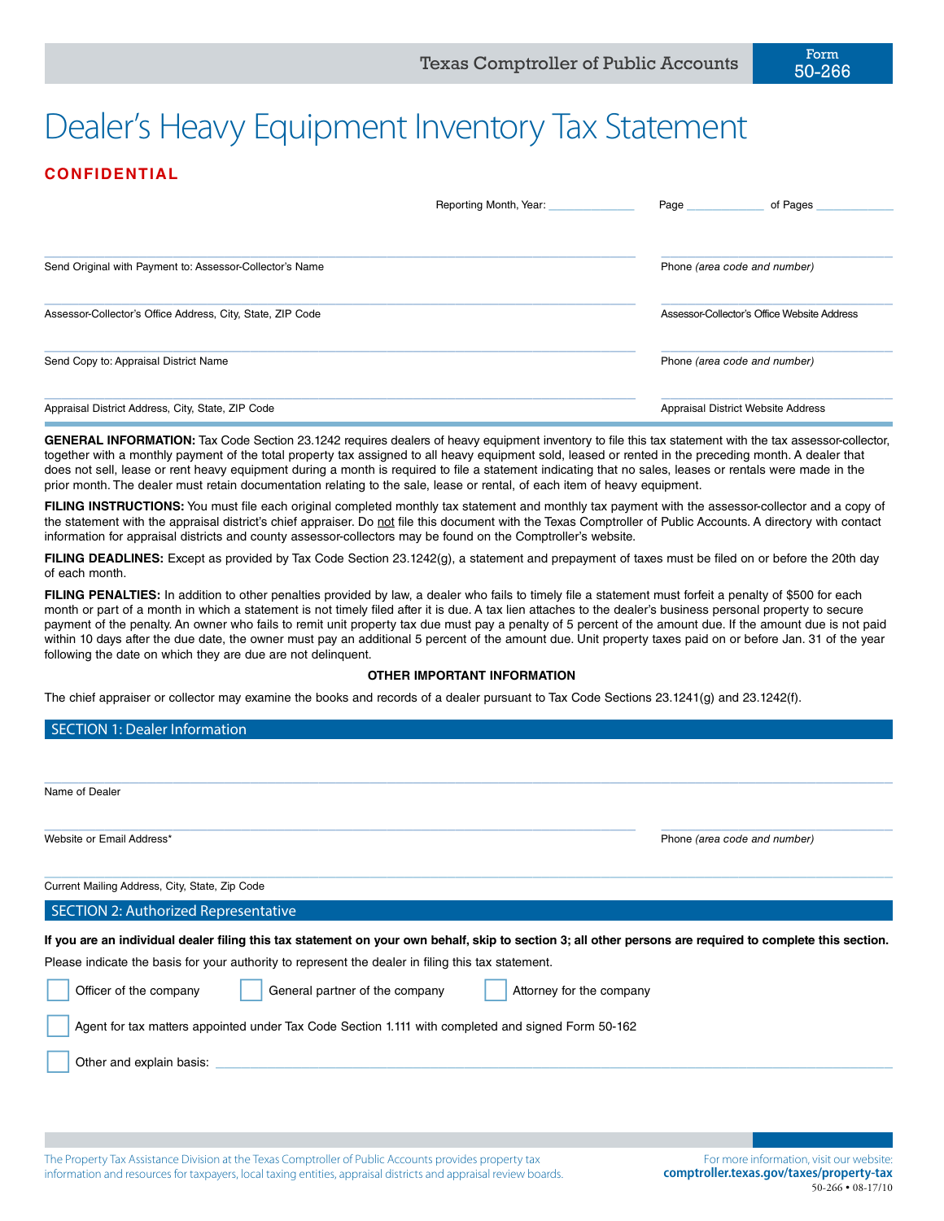Texas Comptroller of Public Accounts

Form 50-266

# Dealer's Heavy Equipment Inventory Tax Statement

**CONFIDENTIAL**

Reporting Month, Year: ______________ Page ____________ of Pages ____________

Send Original with Payment to: Assessor-Collector's Name ______________________ Phone *(area code and number)* ______________________

Assessor-Collector's Office Address, City, State, ZIP Code ______________________ Assessor-Collector's Office Website Address ______________________

Send Copy to: Appraisal District Name ______________________ Phone *(area code and number)* ______________________

Appraisal District Address, City, State, ZIP Code ______________________ Appraisal District Website Address ______________________

**GENERAL INFORMATION:** Tax Code Section 23.1242 requires dealers of heavy equipment inventory to file this tax statement with the tax assessor-collector, together with a monthly payment of the total property tax assigned to all heavy equipment sold, leased or rented in the preceding month. A dealer that does not sell, lease or rent heavy equipment during a month is required to file a statement indicating that no sales, leases or rentals were made in the prior month. The dealer must retain documentation relating to the sale, lease or rental, of each item of heavy equipment.

**FILING INSTRUCTIONS:** You must file each original completed monthly tax statement and monthly tax payment with the assessor-collector and a copy of the statement with the appraisal district's chief appraiser. Do not file this document with the Texas Comptroller of Public Accounts. A directory with contact information for appraisal districts and county assessor-collectors may be found on the Comptroller's website.

**FILING DEADLINES:** Except as provided by Tax Code Section 23.1242(g), a statement and prepayment of taxes must be filed on or before the 20th day of each month.

**FILING PENALTIES:** In addition to other penalties provided by law, a dealer who fails to timely file a statement must forfeit a penalty of $500 for each month or part of a month in which a statement is not timely filed after it is due. A tax lien attaches to the dealer's business personal property to secure payment of the penalty. An owner who fails to remit unit property tax due must pay a penalty of 5 percent of the amount due. If the amount due is not paid within 10 days after the due date, the owner must pay an additional 5 percent of the amount due. Unit property taxes paid on or before Jan. 31 of the year following the date on which they are due are not delinquent.

**OTHER IMPORTANT INFORMATION**

The chief appraiser or collector may examine the books and records of a dealer pursuant to Tax Code Sections 23.1241(g) and 23.1242(f).

## SECTION 1: Dealer Information

Name of Dealer ______________________

Website or Email Address* ______________________ Phone *(area code and number)* ______________________

Current Mailing Address, City, State, Zip Code ______________________

## SECTION 2: Authorized Representative

**If you are an individual dealer filing this tax statement on your own behalf, skip to section 3; all other persons are required to complete this section.**

Please indicate the basis for your authority to represent the dealer in filing this tax statement.

- ☐ Officer of the company
- ☐ General partner of the company
- ☐ Attorney for the company
- ☐ Agent for tax matters appointed under Tax Code Section 1.111 with completed and signed Form 50-162
- ☐ Other and explain basis: ______________________

The Property Tax Assistance Division at the Texas Comptroller of Public Accounts provides property tax information and resources for taxpayers, local taxing entities, appraisal districts and appraisal review boards.

For more information, visit our website: **comptroller.texas.gov/taxes/property-tax**

50-266 • 08-17/10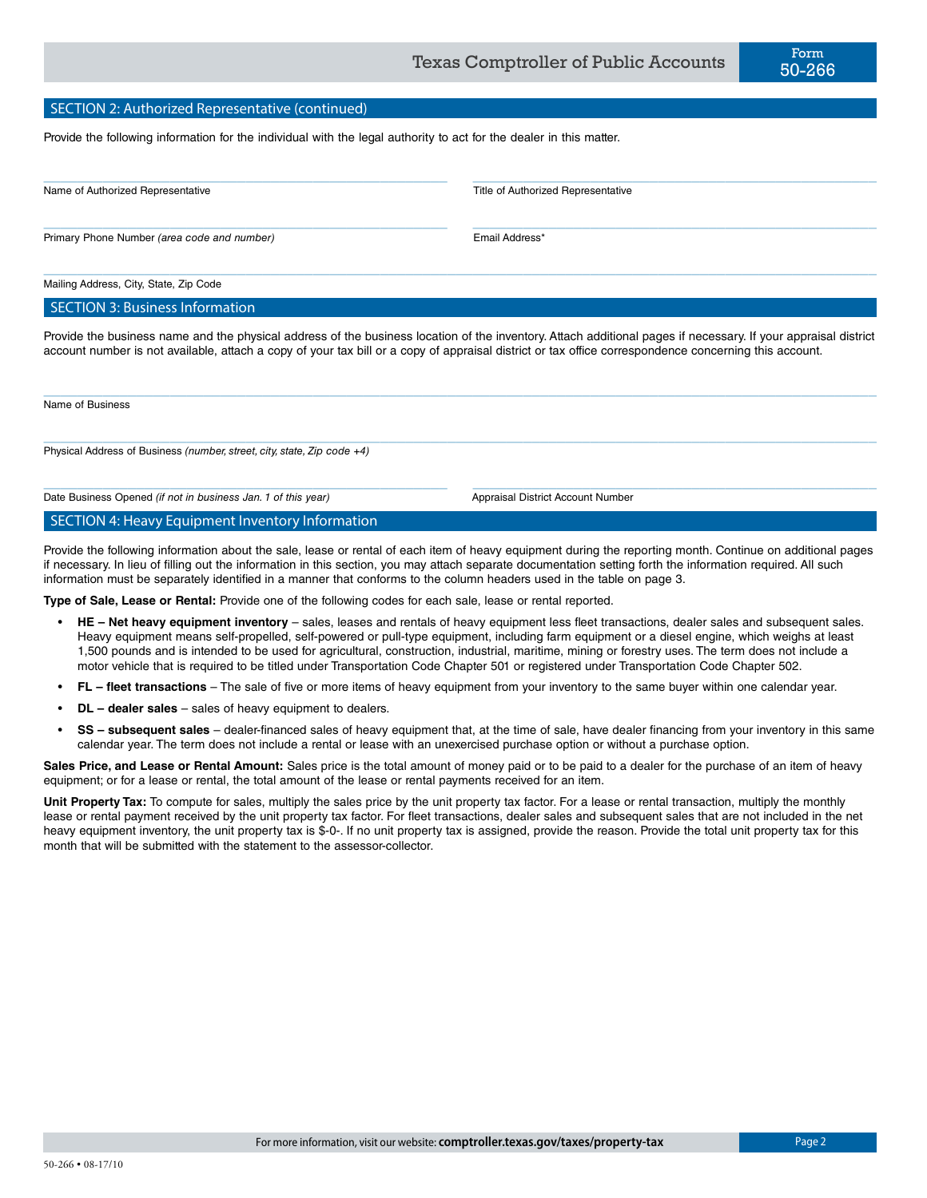## SECTION 2: Authorized Representative (continued)

Provide the following information for the individual with the legal authority to act for the dealer in this matter.

Name of Authorized Representative ____________________

Title of Authorized Representative ____________________

Primary Phone Number *(area code and number)* ____________________

Email Address* ____________________

Mailing Address, City, State, Zip Code ____________________

## SECTION 3: Business Information

Provide the business name and the physical address of the business location of the inventory. Attach additional pages if necessary. If your appraisal district account number is not available, attach a copy of your tax bill or a copy of appraisal district or tax office correspondence concerning this account.

Name of Business ____________________

Physical Address of Business *(number, street, city, state, Zip code +4)* ____________________

Date Business Opened *(if not in business Jan. 1 of this year)* ____________________

Appraisal District Account Number ____________________

## SECTION 4: Heavy Equipment Inventory Information

Provide the following information about the sale, lease or rental of each item of heavy equipment during the reporting month. Continue on additional pages if necessary. In lieu of filling out the information in this section, you may attach separate documentation setting forth the information required. All such information must be separately identified in a manner that conforms to the column headers used in the table on page 3.

**Type of Sale, Lease or Rental:** Provide one of the following codes for each sale, lease or rental reported.

- **HE – Net heavy equipment inventory** – sales, leases and rentals of heavy equipment less fleet transactions, dealer sales and subsequent sales. Heavy equipment means self-propelled, self-powered or pull-type equipment, including farm equipment or a diesel engine, which weighs at least 1,500 pounds and is intended to be used for agricultural, construction, industrial, maritime, mining or forestry uses. The term does not include a motor vehicle that is required to be titled under Transportation Code Chapter 501 or registered under Transportation Code Chapter 502.
- **FL – fleet transactions** – The sale of five or more items of heavy equipment from your inventory to the same buyer within one calendar year.
- **DL – dealer sales** – sales of heavy equipment to dealers.
- **SS – subsequent sales** – dealer-financed sales of heavy equipment that, at the time of sale, have dealer financing from your inventory in this same calendar year. The term does not include a rental or lease with an unexercised purchase option or without a purchase option.

**Sales Price, and Lease or Rental Amount:** Sales price is the total amount of money paid or to be paid to a dealer for the purchase of an item of heavy equipment; or for a lease or rental, the total amount of the lease or rental payments received for an item.

**Unit Property Tax:** To compute for sales, multiply the sales price by the unit property tax factor. For a lease or rental transaction, multiply the monthly lease or rental payment received by the unit property tax factor. For fleet transactions, dealer sales and subsequent sales that are not included in the net heavy equipment inventory, the unit property tax is $-0-. If no unit property tax is assigned, provide the reason. Provide the total unit property tax for this month that will be submitted with the statement to the assessor-collector.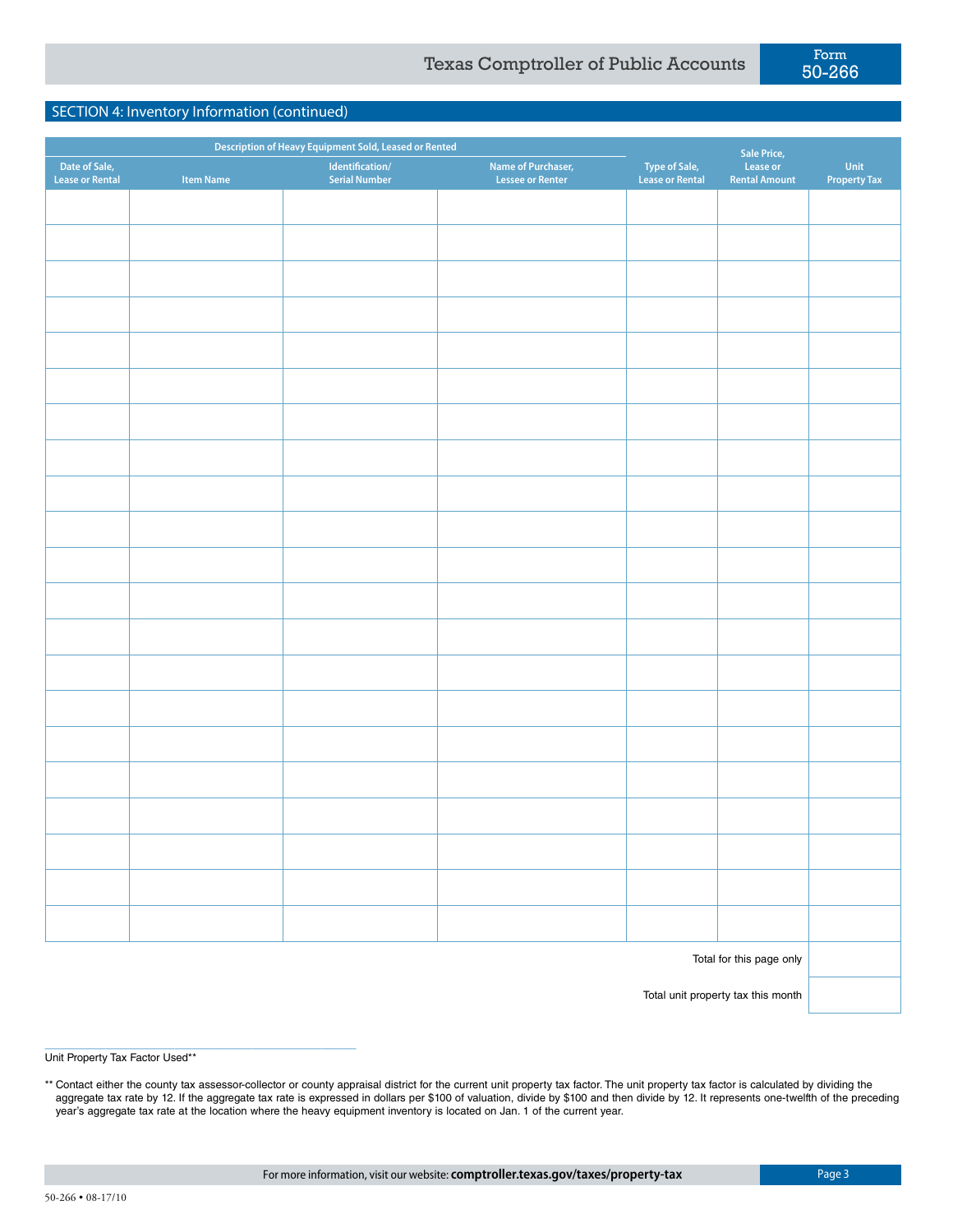## SECTION 4: Inventory Information (continued)

| Description of Heavy Equipment Sold, Leased or Rented | | | | | | |
|---|---|---|---|---|---|---|
| Date of Sale, Lease or Rental | Item Name | Identification/ Serial Number | Name of Purchaser, Lessee or Renter | Type of Sale, Lease or Rental | Sale Price, Lease or Rental Amount | Unit Property Tax |
| | | | | | | |
| | | | | | | |
| | | | | | | |
| | | | | | | |
| | | | | | | |
| | | | | | | |
| | | | | | | |
| | | | | | | |
| | | | | | | |
| | | | | | | |
| | | | | | | |
| | | | | | | |
| | | | | | | |
| | | | | | | |
| | | | | | | |
| | | | | | | |
| | | | | | | |
| | | | | | | |
| | | | | | | |
| | | | | | | |
| | | | | | | |
| | | | | | Total for this page only | |
| | | | | | Total unit property tax this month | |

Unit Property Tax Factor Used** _______________

** Contact either the county tax assessor-collector or county appraisal district for the current unit property tax factor. The unit property tax factor is calculated by dividing the aggregate tax rate by 12. If the aggregate tax rate is expressed in dollars per $100 of valuation, divide by $100 and then divide by 12. It represents one-twelfth of the preceding year's aggregate tax rate at the location where the heavy equipment inventory is located on Jan. 1 of the current year.

For more information, visit our website: **comptroller.texas.gov/taxes/property-tax**

50-266 • 08-17/10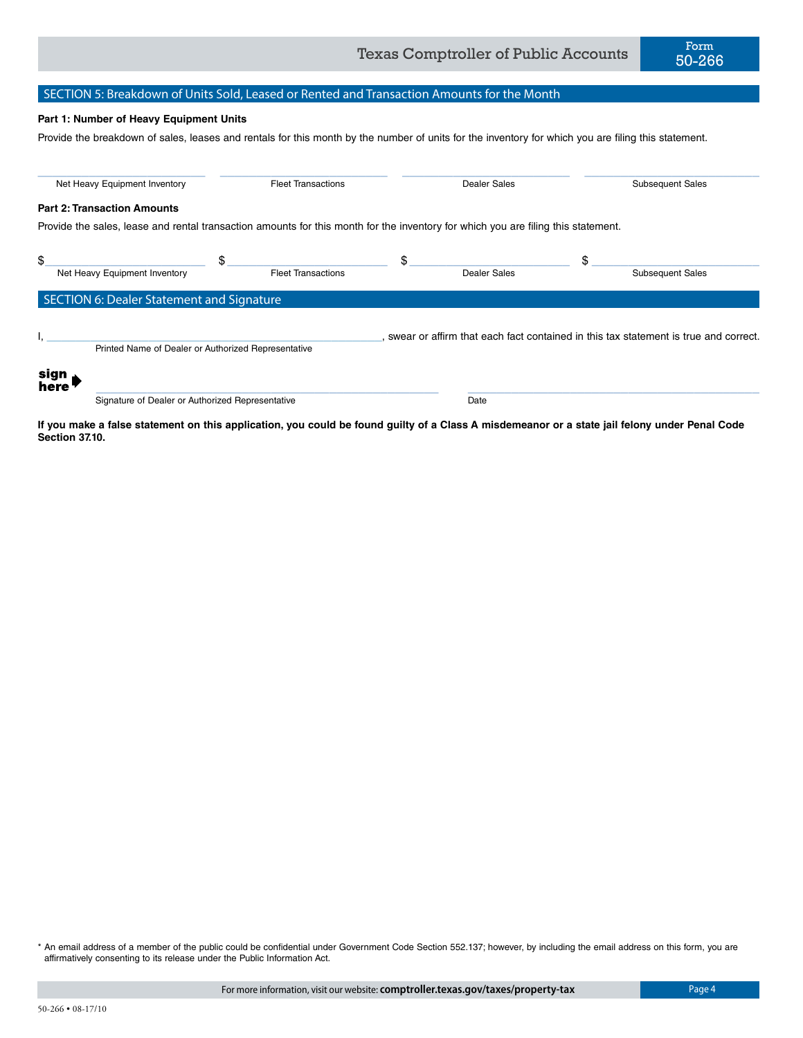## SECTION 5: Breakdown of Units Sold, Leased or Rented and Transaction Amounts for the Month

**Part 1: Number of Heavy Equipment Units**

Provide the breakdown of sales, leases and rentals for this month by the number of units for the inventory for which you are filing this statement.

| Net Heavy Equipment Inventory | Fleet Transactions | Dealer Sales | Subsequent Sales |
|---|---|---|---|
| ____________ | ____________ | ____________ | ____________ |

**Part 2: Transaction Amounts**

Provide the sales, lease and rental transaction amounts for this month for the inventory for which you are filing this statement.

| Net Heavy Equipment Inventory | Fleet Transactions | Dealer Sales | Subsequent Sales |
|---|---|---|---|
| $____________ | $____________ | $____________ | $____________ |

## SECTION 6: Dealer Statement and Signature

I, ______________________________, swear or affirm that each fact contained in this tax statement is true and correct.
Printed Name of Dealer or Authorized Representative

**sign here** ➡ ______________________________ ______________________________
Signature of Dealer or Authorized Representative Date

**If you make a false statement on this application, you could be found guilty of a Class A misdemeanor or a state jail felony under Penal Code Section 37.10.**

* An email address of a member of the public could be confidential under Government Code Section 552.137; however, by including the email address on this form, you are affirmatively consenting to its release under the Public Information Act.